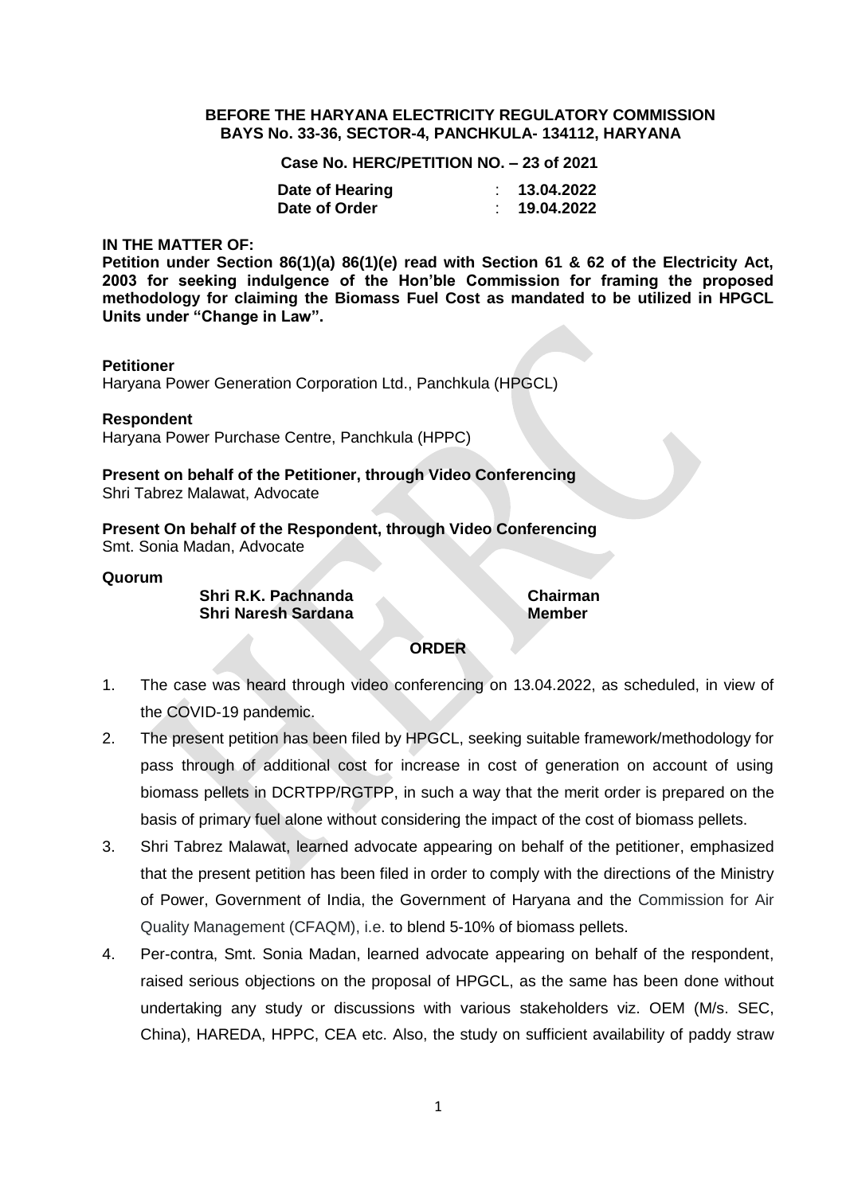**BEFORE THE HARYANA ELECTRICITY REGULATORY COMMISSION**
**BAYS No. 33-36, SECTOR-4, PANCHKULA- 134112, HARYANA**

**Case No. HERC/PETITION NO. – 23 of 2021**

| | | |
|---|---|---|
| **Date of Hearing** | : | **13.04.2022** |
| **Date of Order** | : | **19.04.2022** |

**IN THE MATTER OF:**

**Petition under Section 86(1)(a) 86(1)(e) read with Section 61 & 62 of the Electricity Act, 2003 for seeking indulgence of the Hon'ble Commission for framing the proposed methodology for claiming the Biomass Fuel Cost as mandated to be utilized in HPGCL Units under "Change in Law".**

**Petitioner**
Haryana Power Generation Corporation Ltd., Panchkula (HPGCL)

**Respondent**
Haryana Power Purchase Centre, Panchkula (HPPC)

**Present on behalf of the Petitioner, through Video Conferencing**
Shri Tabrez Malawat, Advocate

**Present On behalf of the Respondent, through Video Conferencing**
Smt. Sonia Madan, Advocate

**Quorum**

| | |
|---|---|
| **Shri R.K. Pachnanda** | **Chairman** |
| **Shri Naresh Sardana** | **Member** |

**ORDER**

1. The case was heard through video conferencing on 13.04.2022, as scheduled, in view of the COVID-19 pandemic.
2. The present petition has been filed by HPGCL, seeking suitable framework/methodology for pass through of additional cost for increase in cost of generation on account of using biomass pellets in DCRTPP/RGTPP, in such a way that the merit order is prepared on the basis of primary fuel alone without considering the impact of the cost of biomass pellets.
3. Shri Tabrez Malawat, learned advocate appearing on behalf of the petitioner, emphasized that the present petition has been filed in order to comply with the directions of the Ministry of Power, Government of India, the Government of Haryana and the Commission for Air Quality Management (CFAQM), i.e. to blend 5-10% of biomass pellets.
4. Per-contra, Smt. Sonia Madan, learned advocate appearing on behalf of the respondent, raised serious objections on the proposal of HPGCL, as the same has been done without undertaking any study or discussions with various stakeholders viz. OEM (M/s. SEC, China), HAREDA, HPPC, CEA etc. Also, the study on sufficient availability of paddy straw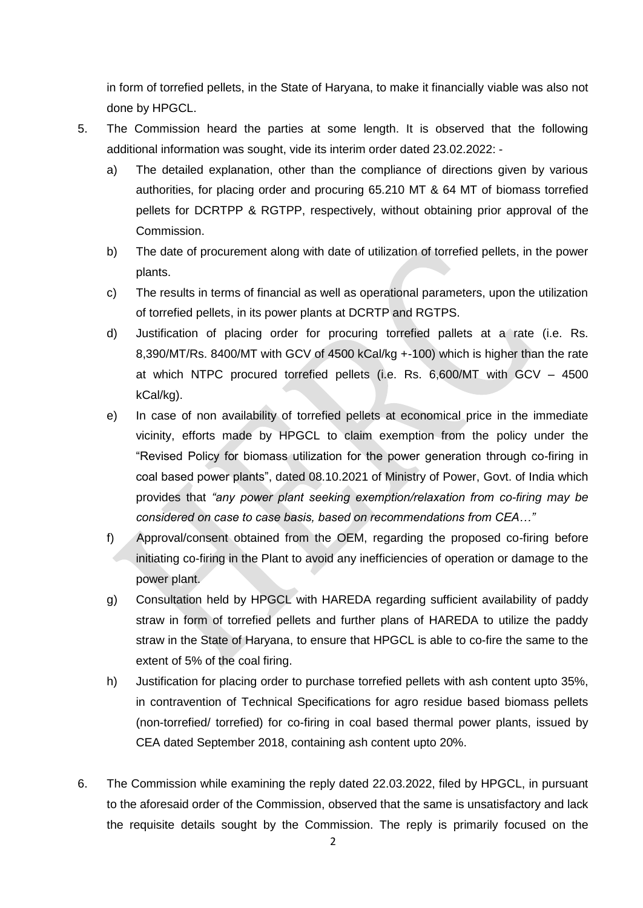in form of torrefied pellets, in the State of Haryana, to make it financially viable was also not done by HPGCL.

5. The Commission heard the parties at some length. It is observed that the following additional information was sought, vide its interim order dated 23.02.2022: -

   a) The detailed explanation, other than the compliance of directions given by various authorities, for placing order and procuring 65.210 MT & 64 MT of biomass torrefied pellets for DCRTPP & RGTPP, respectively, without obtaining prior approval of the Commission.

   b) The date of procurement along with date of utilization of torrefied pellets, in the power plants.

   c) The results in terms of financial as well as operational parameters, upon the utilization of torrefied pellets, in its power plants at DCRTP and RGTPS.

   d) Justification of placing order for procuring torrefied pallets at a rate (i.e. Rs. 8,390/MT/Rs. 8400/MT with GCV of 4500 kCal/kg +-100) which is higher than the rate at which NTPC procured torrefied pellets (i.e. Rs. 6,600/MT with GCV – 4500 kCal/kg).

   e) In case of non availability of torrefied pellets at economical price in the immediate vicinity, efforts made by HPGCL to claim exemption from the policy under the "Revised Policy for biomass utilization for the power generation through co-firing in coal based power plants", dated 08.10.2021 of Ministry of Power, Govt. of India which provides that *"any power plant seeking exemption/relaxation from co-firing may be considered on case to case basis, based on recommendations from CEA…"*

   f) Approval/consent obtained from the OEM, regarding the proposed co-firing before initiating co-firing in the Plant to avoid any inefficiencies of operation or damage to the power plant.

   g) Consultation held by HPGCL with HAREDA regarding sufficient availability of paddy straw in form of torrefied pellets and further plans of HAREDA to utilize the paddy straw in the State of Haryana, to ensure that HPGCL is able to co-fire the same to the extent of 5% of the coal firing.

   h) Justification for placing order to purchase torrefied pellets with ash content upto 35%, in contravention of Technical Specifications for agro residue based biomass pellets (non-torrefied/ torrefied) for co-firing in coal based thermal power plants, issued by CEA dated September 2018, containing ash content upto 20%.

6. The Commission while examining the reply dated 22.03.2022, filed by HPGCL, in pursuant to the aforesaid order of the Commission, observed that the same is unsatisfactory and lack the requisite details sought by the Commission. The reply is primarily focused on the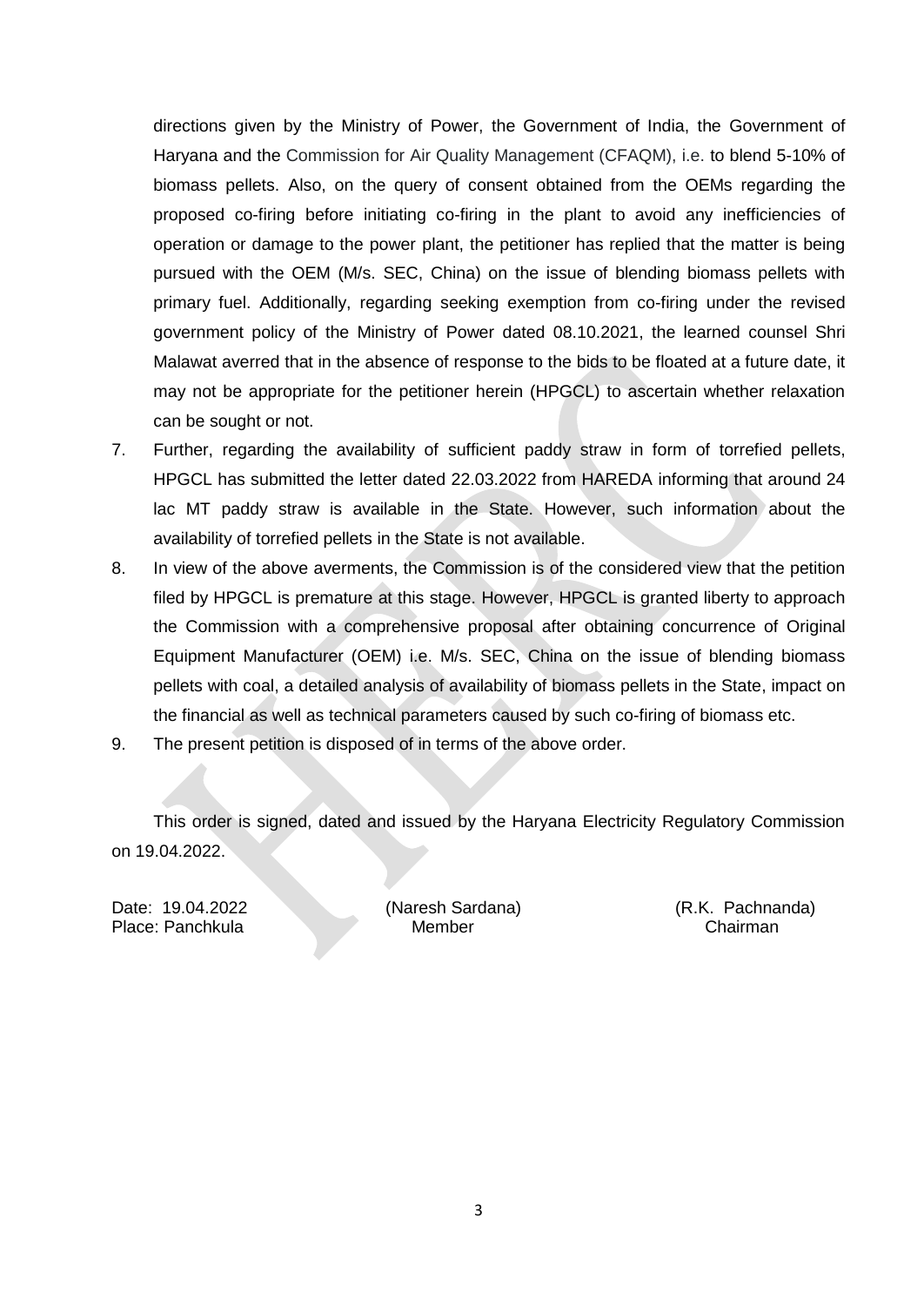directions given by the Ministry of Power, the Government of India, the Government of Haryana and the Commission for Air Quality Management (CFAQM), i.e. to blend 5-10% of biomass pellets. Also, on the query of consent obtained from the OEMs regarding the proposed co-firing before initiating co-firing in the plant to avoid any inefficiencies of operation or damage to the power plant, the petitioner has replied that the matter is being pursued with the OEM (M/s. SEC, China) on the issue of blending biomass pellets with primary fuel. Additionally, regarding seeking exemption from co-firing under the revised government policy of the Ministry of Power dated 08.10.2021, the learned counsel Shri Malawat averred that in the absence of response to the bids to be floated at a future date, it may not be appropriate for the petitioner herein (HPGCL) to ascertain whether relaxation can be sought or not.

7. Further, regarding the availability of sufficient paddy straw in form of torrefied pellets, HPGCL has submitted the letter dated 22.03.2022 from HAREDA informing that around 24 lac MT paddy straw is available in the State. However, such information about the availability of torrefied pellets in the State is not available.

8. In view of the above averments, the Commission is of the considered view that the petition filed by HPGCL is premature at this stage. However, HPGCL is granted liberty to approach the Commission with a comprehensive proposal after obtaining concurrence of Original Equipment Manufacturer (OEM) i.e. M/s. SEC, China on the issue of blending biomass pellets with coal, a detailed analysis of availability of biomass pellets in the State, impact on the financial as well as technical parameters caused by such co-firing of biomass etc.

9. The present petition is disposed of in terms of the above order.

This order is signed, dated and issued by the Haryana Electricity Regulatory Commission on 19.04.2022.

| | | |
|---|---|---|
| Date: 19.04.2022 | (Naresh Sardana) | (R.K. Pachnanda) |
| Place: Panchkula | Member | Chairman |